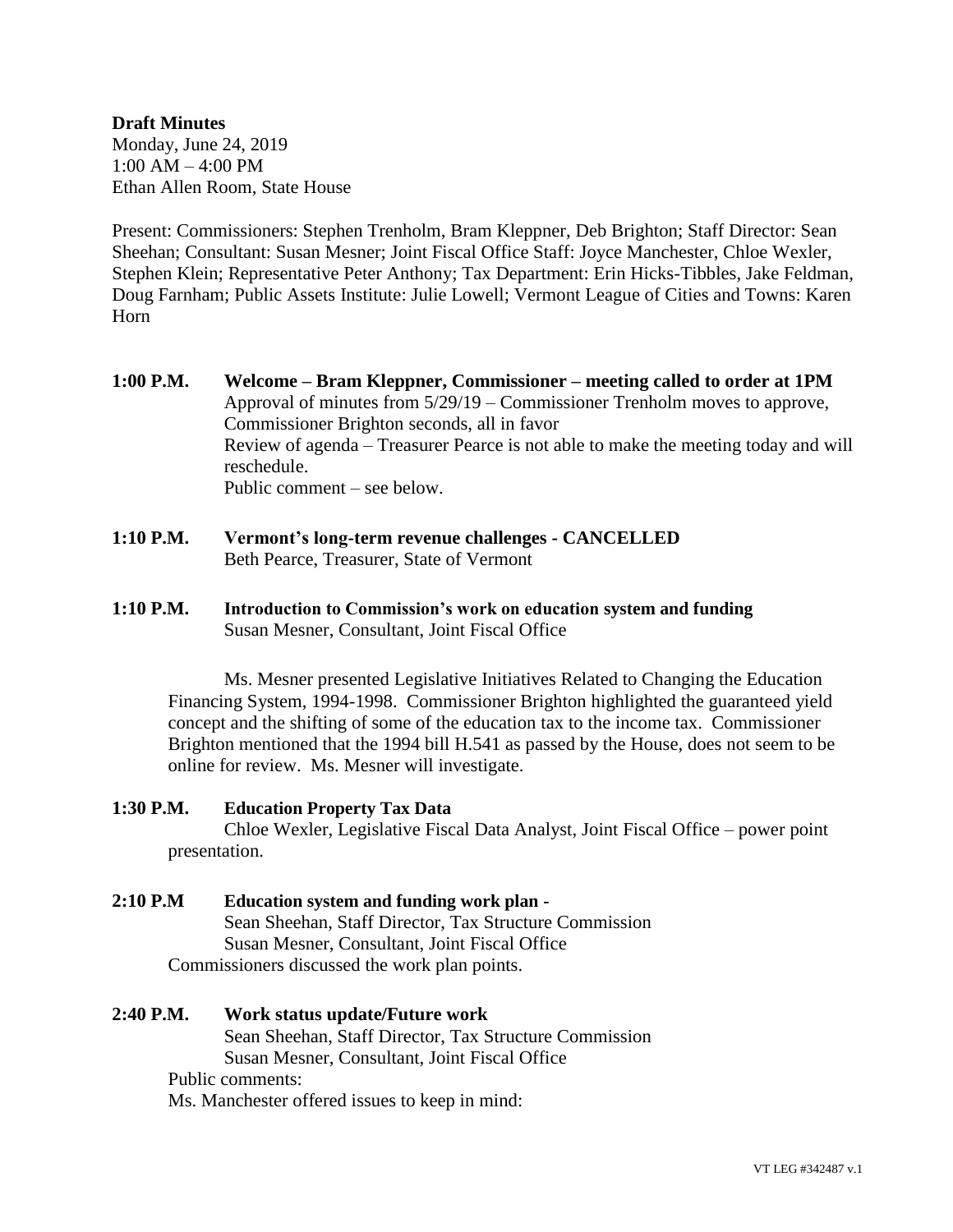**Draft Minutes**

Monday, June 24, 2019
1:00 AM – 4:00 PM
Ethan Allen Room, State House

Present: Commissioners: Stephen Trenholm, Bram Kleppner, Deb Brighton; Staff Director: Sean Sheehan; Consultant: Susan Mesner; Joint Fiscal Office Staff: Joyce Manchester, Chloe Wexler, Stephen Klein; Representative Peter Anthony; Tax Department: Erin Hicks-Tibbles, Jake Feldman, Doug Farnham; Public Assets Institute: Julie Lowell; Vermont League of Cities and Towns: Karen Horn

**1:00 P.M.** **Welcome – Bram Kleppner, Commissioner – meeting called to order at 1PM**
Approval of minutes from 5/29/19 – Commissioner Trenholm moves to approve, Commissioner Brighton seconds, all in favor
Review of agenda – Treasurer Pearce is not able to make the meeting today and will reschedule.
Public comment – see below.

**1:10 P.M.** **Vermont's long-term revenue challenges - CANCELLED**
Beth Pearce, Treasurer, State of Vermont

**1:10 P.M.** **Introduction to Commission's work on education system and funding**
Susan Mesner, Consultant, Joint Fiscal Office

Ms. Mesner presented Legislative Initiatives Related to Changing the Education Financing System, 1994-1998. Commissioner Brighton highlighted the guaranteed yield concept and the shifting of some of the education tax to the income tax. Commissioner Brighton mentioned that the 1994 bill H.541 as passed by the House, does not seem to be online for review. Ms. Mesner will investigate.

**1:30 P.M.** **Education Property Tax Data**
Chloe Wexler, Legislative Fiscal Data Analyst, Joint Fiscal Office – power point presentation.

**2:10 P.M** **Education system and funding work plan -**
Sean Sheehan, Staff Director, Tax Structure Commission
Susan Mesner, Consultant, Joint Fiscal Office
Commissioners discussed the work plan points.

**2:40 P.M.** **Work status update/Future work**
Sean Sheehan, Staff Director, Tax Structure Commission
Susan Mesner, Consultant, Joint Fiscal Office
Public comments:
Ms. Manchester offered issues to keep in mind: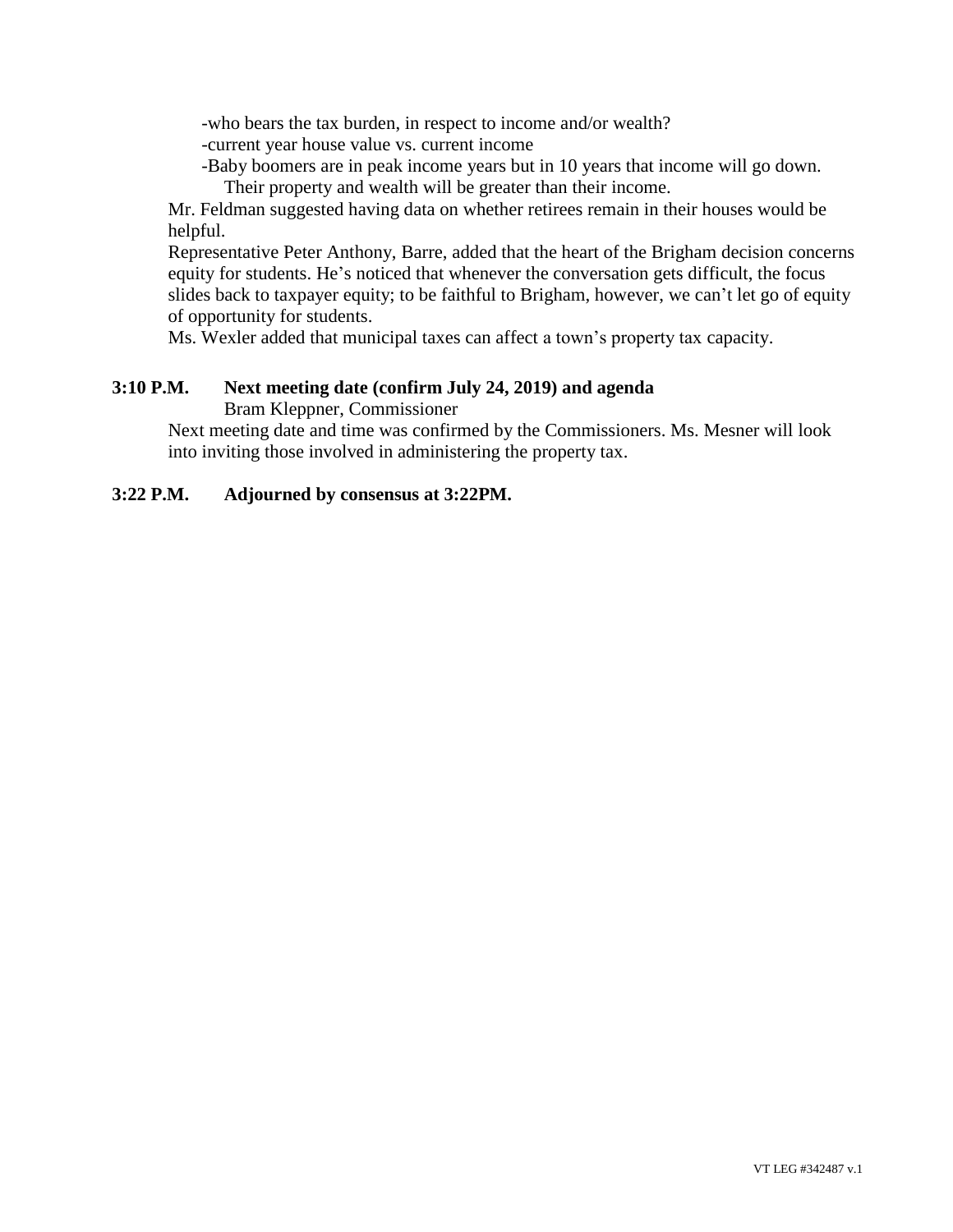-who bears the tax burden, in respect to income and/or wealth?

-current year house value vs. current income

-Baby boomers are in peak income years but in 10 years that income will go down. Their property and wealth will be greater than their income.

Mr. Feldman suggested having data on whether retirees remain in their houses would be helpful.

Representative Peter Anthony, Barre, added that the heart of the Brigham decision concerns equity for students. He's noticed that whenever the conversation gets difficult, the focus slides back to taxpayer equity; to be faithful to Brigham, however, we can't let go of equity of opportunity for students.

Ms. Wexler added that municipal taxes can affect a town's property tax capacity.

**3:10 P.M. Next meeting date (confirm July 24, 2019) and agenda**

Bram Kleppner, Commissioner

Next meeting date and time was confirmed by the Commissioners. Ms. Mesner will look into inviting those involved in administering the property tax.

**3:22 P.M. Adjourned by consensus at 3:22PM.**